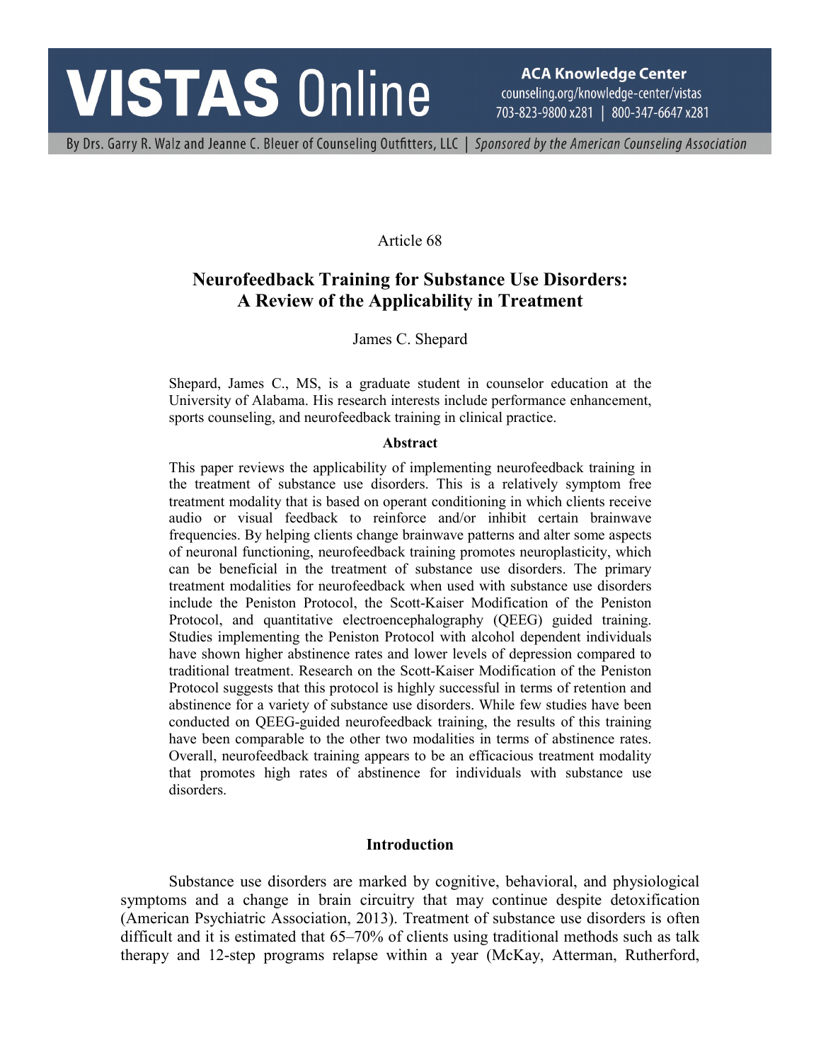Article 68

# Neurofeedback Training for Substance Use Disorders: A Review of the Applicability in Treatment

James C. Shepard

Shepard, James C., MS, is a graduate student in counselor education at the University of Alabama. His research interests include performance enhancement, sports counseling, and neurofeedback training in clinical practice.

### Abstract

This paper reviews the applicability of implementing neurofeedback training in the treatment of substance use disorders. This is a relatively symptom free treatment modality that is based on operant conditioning in which clients receive audio or visual feedback to reinforce and/or inhibit certain brainwave frequencies. By helping clients change brainwave patterns and alter some aspects of neuronal functioning, neurofeedback training promotes neuroplasticity, which can be beneficial in the treatment of substance use disorders. The primary treatment modalities for neurofeedback when used with substance use disorders include the Peniston Protocol, the Scott-Kaiser Modification of the Peniston Protocol, and quantitative electroencephalography (QEEG) guided training. Studies implementing the Peniston Protocol with alcohol dependent individuals have shown higher abstinence rates and lower levels of depression compared to traditional treatment. Research on the Scott-Kaiser Modification of the Peniston Protocol suggests that this protocol is highly successful in terms of retention and abstinence for a variety of substance use disorders. While few studies have been conducted on QEEG-guided neurofeedback training, the results of this training have been comparable to the other two modalities in terms of abstinence rates. Overall, neurofeedback training appears to be an efficacious treatment modality that promotes high rates of abstinence for individuals with substance use disorders.

## Introduction

Substance use disorders are marked by cognitive, behavioral, and physiological symptoms and a change in brain circuitry that may continue despite detoxification (American Psychiatric Association, 2013). Treatment of substance use disorders is often difficult and it is estimated that 65–70% of clients using traditional methods such as talk therapy and 12-step programs relapse within a year (McKay, Atterman, Rutherford,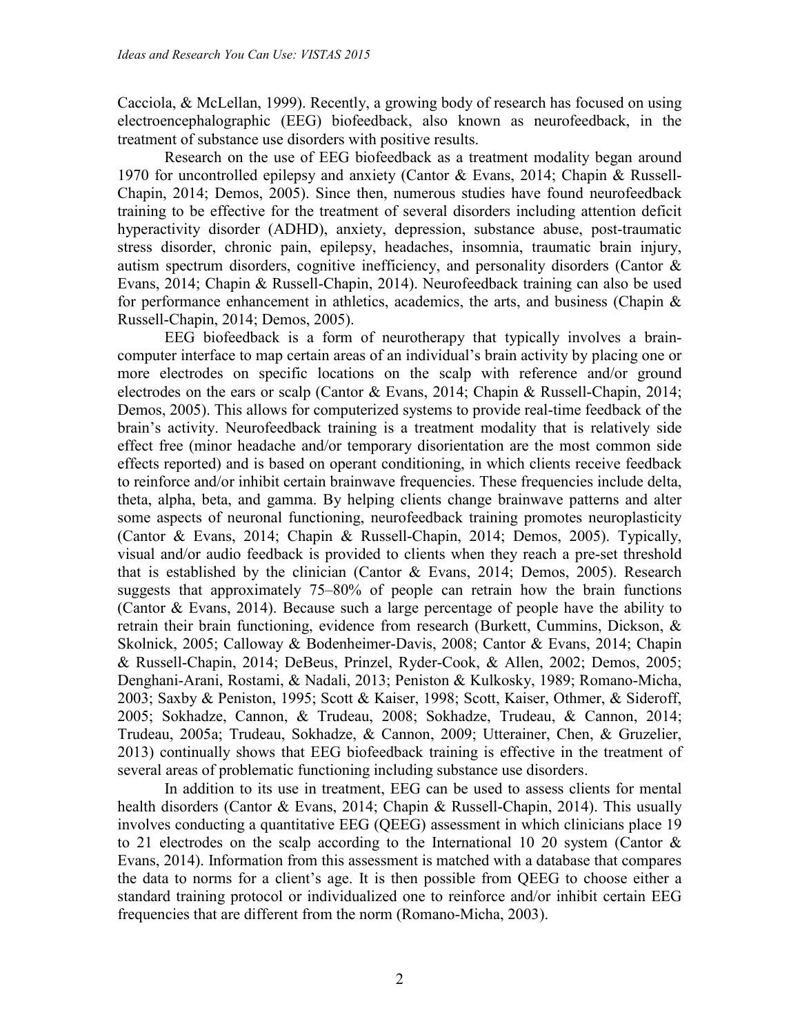Cacciola, & McLellan, 1999). Recently, a growing body of research has focused on using electroencephalographic (EEG) biofeedback, also known as neurofeedback, in the treatment of substance use disorders with positive results.

Research on the use of EEG biofeedback as a treatment modality began around 1970 for uncontrolled epilepsy and anxiety (Cantor & Evans, 2014; Chapin & Russell-Chapin, 2014; Demos, 2005). Since then, numerous studies have found neurofeedback training to be effective for the treatment of several disorders including attention deficit hyperactivity disorder (ADHD), anxiety, depression, substance abuse, post-traumatic stress disorder, chronic pain, epilepsy, headaches, insomnia, traumatic brain injury, autism spectrum disorders, cognitive inefficiency, and personality disorders (Cantor & Evans, 2014; Chapin & Russell-Chapin, 2014). Neurofeedback training can also be used for performance enhancement in athletics, academics, the arts, and business (Chapin & Russell-Chapin, 2014; Demos, 2005).

EEG biofeedback is a form of neurotherapy that typically involves a brain-computer interface to map certain areas of an individual's brain activity by placing one or more electrodes on specific locations on the scalp with reference and/or ground electrodes on the ears or scalp (Cantor & Evans, 2014; Chapin & Russell-Chapin, 2014; Demos, 2005). This allows for computerized systems to provide real-time feedback of the brain's activity. Neurofeedback training is a treatment modality that is relatively side effect free (minor headache and/or temporary disorientation are the most common side effects reported) and is based on operant conditioning, in which clients receive feedback to reinforce and/or inhibit certain brainwave frequencies. These frequencies include delta, theta, alpha, beta, and gamma. By helping clients change brainwave patterns and alter some aspects of neuronal functioning, neurofeedback training promotes neuroplasticity (Cantor & Evans, 2014; Chapin & Russell-Chapin, 2014; Demos, 2005). Typically, visual and/or audio feedback is provided to clients when they reach a pre-set threshold that is established by the clinician (Cantor & Evans, 2014; Demos, 2005). Research suggests that approximately 75–80% of people can retrain how the brain functions (Cantor & Evans, 2014). Because such a large percentage of people have the ability to retrain their brain functioning, evidence from research (Burkett, Cummins, Dickson, & Skolnick, 2005; Calloway & Bodenheimer-Davis, 2008; Cantor & Evans, 2014; Chapin & Russell-Chapin, 2014; DeBeus, Prinzel, Ryder-Cook, & Allen, 2002; Demos, 2005; Denghani-Arani, Rostami, & Nadali, 2013; Peniston & Kulkosky, 1989; Romano-Micha, 2003; Saxby & Peniston, 1995; Scott & Kaiser, 1998; Scott, Kaiser, Othmer, & Sideroff, 2005; Sokhadze, Cannon, & Trudeau, 2008; Sokhadze, Trudeau, & Cannon, 2014; Trudeau, 2005a; Trudeau, Sokhadze, & Cannon, 2009; Utterainer, Chen, & Gruzelier, 2013) continually shows that EEG biofeedback training is effective in the treatment of several areas of problematic functioning including substance use disorders.

In addition to its use in treatment, EEG can be used to assess clients for mental health disorders (Cantor & Evans, 2014; Chapin & Russell-Chapin, 2014). This usually involves conducting a quantitative EEG (QEEG) assessment in which clinicians place 19 to 21 electrodes on the scalp according to the International 10 20 system (Cantor & Evans, 2014). Information from this assessment is matched with a database that compares the data to norms for a client's age. It is then possible from QEEG to choose either a standard training protocol or individualized one to reinforce and/or inhibit certain EEG frequencies that are different from the norm (Romano-Micha, 2003).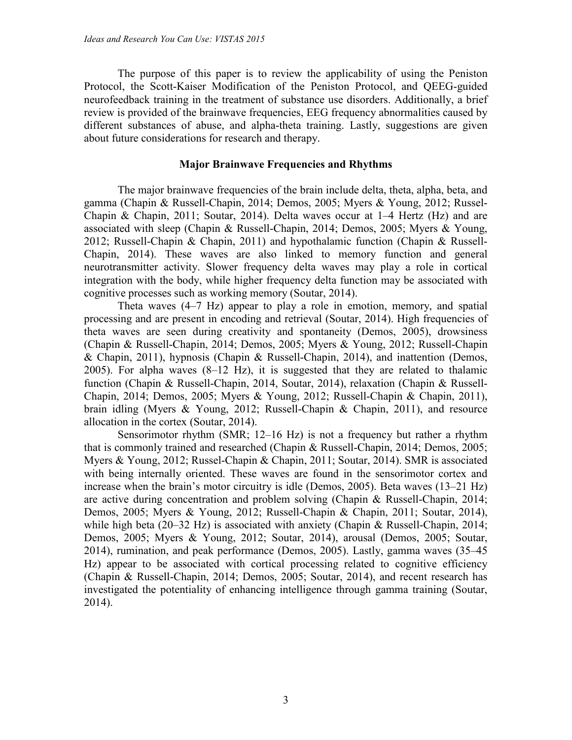The purpose of this paper is to review the applicability of using the Peniston Protocol, the Scott-Kaiser Modification of the Peniston Protocol, and QEEG-guided neurofeedback training in the treatment of substance use disorders. Additionally, a brief review is provided of the brainwave frequencies, EEG frequency abnormalities caused by different substances of abuse, and alpha-theta training. Lastly, suggestions are given about future considerations for research and therapy.

## Major Brainwave Frequencies and Rhythms

The major brainwave frequencies of the brain include delta, theta, alpha, beta, and gamma (Chapin & Russell-Chapin, 2014; Demos, 2005; Myers & Young, 2012; Russel-Chapin & Chapin, 2011; Soutar, 2014). Delta waves occur at 1–4 Hertz (Hz) and are associated with sleep (Chapin & Russell-Chapin, 2014; Demos, 2005; Myers & Young, 2012; Russell-Chapin & Chapin, 2011) and hypothalamic function (Chapin & Russell-Chapin, 2014). These waves are also linked to memory function and general neurotransmitter activity. Slower frequency delta waves may play a role in cortical integration with the body, while higher frequency delta function may be associated with cognitive processes such as working memory (Soutar, 2014).

Theta waves (4–7 Hz) appear to play a role in emotion, memory, and spatial processing and are present in encoding and retrieval (Soutar, 2014). High frequencies of theta waves are seen during creativity and spontaneity (Demos, 2005), drowsiness (Chapin & Russell-Chapin, 2014; Demos, 2005; Myers & Young, 2012; Russell-Chapin & Chapin, 2011), hypnosis (Chapin & Russell-Chapin, 2014), and inattention (Demos, 2005). For alpha waves (8–12 Hz), it is suggested that they are related to thalamic function (Chapin & Russell-Chapin, 2014, Soutar, 2014), relaxation (Chapin & Russell-Chapin, 2014; Demos, 2005; Myers & Young, 2012; Russell-Chapin & Chapin, 2011), brain idling (Myers & Young, 2012; Russell-Chapin & Chapin, 2011), and resource allocation in the cortex (Soutar, 2014).

Sensorimotor rhythm (SMR; 12–16 Hz) is not a frequency but rather a rhythm that is commonly trained and researched (Chapin & Russell-Chapin, 2014; Demos, 2005; Myers & Young, 2012; Russel-Chapin & Chapin, 2011; Soutar, 2014). SMR is associated with being internally oriented. These waves are found in the sensorimotor cortex and increase when the brain's motor circuitry is idle (Demos, 2005). Beta waves (13–21 Hz) are active during concentration and problem solving (Chapin & Russell-Chapin, 2014; Demos, 2005; Myers & Young, 2012; Russell-Chapin & Chapin, 2011; Soutar, 2014), while high beta (20–32 Hz) is associated with anxiety (Chapin & Russell-Chapin, 2014; Demos, 2005; Myers & Young, 2012; Soutar, 2014), arousal (Demos, 2005; Soutar, 2014), rumination, and peak performance (Demos, 2005). Lastly, gamma waves (35–45 Hz) appear to be associated with cortical processing related to cognitive efficiency (Chapin & Russell-Chapin, 2014; Demos, 2005; Soutar, 2014), and recent research has investigated the potentiality of enhancing intelligence through gamma training (Soutar, 2014).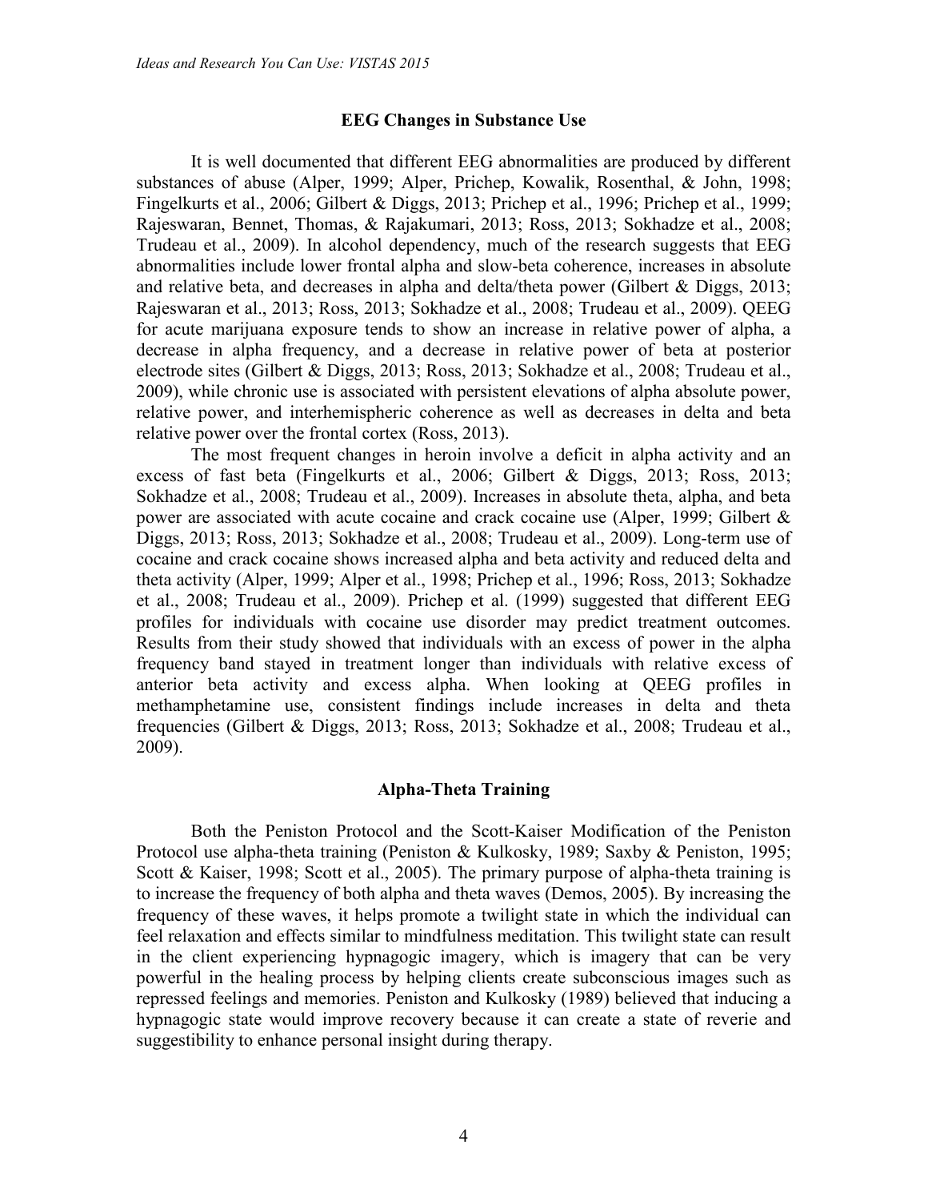## EEG Changes in Substance Use

It is well documented that different EEG abnormalities are produced by different substances of abuse (Alper, 1999; Alper, Prichep, Kowalik, Rosenthal, & John, 1998; Fingelkurts et al., 2006; Gilbert & Diggs, 2013; Prichep et al., 1996; Prichep et al., 1999; Rajeswaran, Bennet, Thomas, & Rajakumari, 2013; Ross, 2013; Sokhadze et al., 2008; Trudeau et al., 2009). In alcohol dependency, much of the research suggests that EEG abnormalities include lower frontal alpha and slow-beta coherence, increases in absolute and relative beta, and decreases in alpha and delta/theta power (Gilbert & Diggs, 2013; Rajeswaran et al., 2013; Ross, 2013; Sokhadze et al., 2008; Trudeau et al., 2009). QEEG for acute marijuana exposure tends to show an increase in relative power of alpha, a decrease in alpha frequency, and a decrease in relative power of beta at posterior electrode sites (Gilbert & Diggs, 2013; Ross, 2013; Sokhadze et al., 2008; Trudeau et al., 2009), while chronic use is associated with persistent elevations of alpha absolute power, relative power, and interhemispheric coherence as well as decreases in delta and beta relative power over the frontal cortex (Ross, 2013).

The most frequent changes in heroin involve a deficit in alpha activity and an excess of fast beta (Fingelkurts et al., 2006; Gilbert & Diggs, 2013; Ross, 2013; Sokhadze et al., 2008; Trudeau et al., 2009). Increases in absolute theta, alpha, and beta power are associated with acute cocaine and crack cocaine use (Alper, 1999; Gilbert & Diggs, 2013; Ross, 2013; Sokhadze et al., 2008; Trudeau et al., 2009). Long-term use of cocaine and crack cocaine shows increased alpha and beta activity and reduced delta and theta activity (Alper, 1999; Alper et al., 1998; Prichep et al., 1996; Ross, 2013; Sokhadze et al., 2008; Trudeau et al., 2009). Prichep et al. (1999) suggested that different EEG profiles for individuals with cocaine use disorder may predict treatment outcomes. Results from their study showed that individuals with an excess of power in the alpha frequency band stayed in treatment longer than individuals with relative excess of anterior beta activity and excess alpha. When looking at QEEG profiles in methamphetamine use, consistent findings include increases in delta and theta frequencies (Gilbert & Diggs, 2013; Ross, 2013; Sokhadze et al., 2008; Trudeau et al., 2009).

## Alpha-Theta Training

Both the Peniston Protocol and the Scott-Kaiser Modification of the Peniston Protocol use alpha-theta training (Peniston & Kulkosky, 1989; Saxby & Peniston, 1995; Scott & Kaiser, 1998; Scott et al., 2005). The primary purpose of alpha-theta training is to increase the frequency of both alpha and theta waves (Demos, 2005). By increasing the frequency of these waves, it helps promote a twilight state in which the individual can feel relaxation and effects similar to mindfulness meditation. This twilight state can result in the client experiencing hypnagogic imagery, which is imagery that can be very powerful in the healing process by helping clients create subconscious images such as repressed feelings and memories. Peniston and Kulkosky (1989) believed that inducing a hypnagogic state would improve recovery because it can create a state of reverie and suggestibility to enhance personal insight during therapy.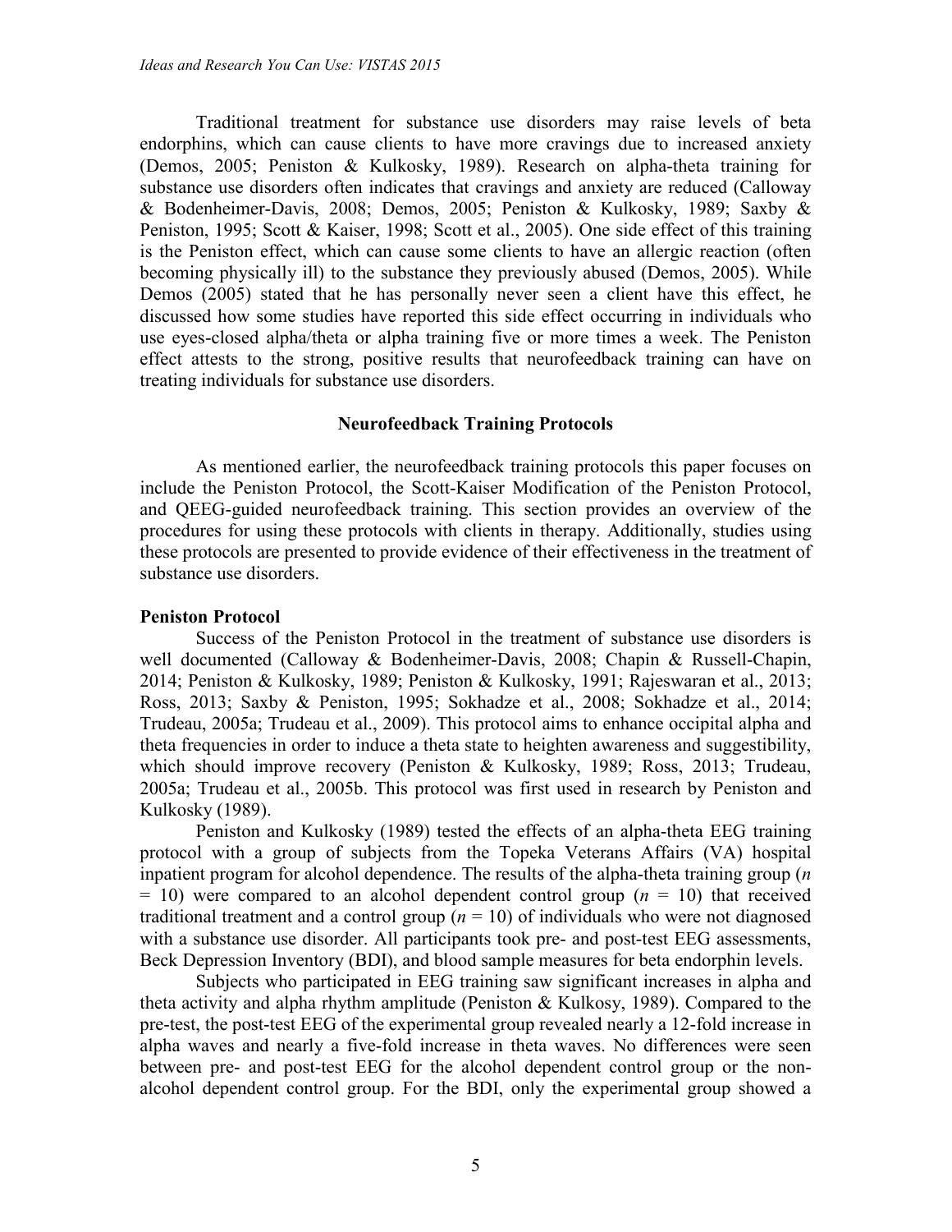Traditional treatment for substance use disorders may raise levels of beta endorphins, which can cause clients to have more cravings due to increased anxiety (Demos, 2005; Peniston & Kulkosky, 1989). Research on alpha-theta training for substance use disorders often indicates that cravings and anxiety are reduced (Calloway & Bodenheimer-Davis, 2008; Demos, 2005; Peniston & Kulkosky, 1989; Saxby & Peniston, 1995; Scott & Kaiser, 1998; Scott et al., 2005). One side effect of this training is the Peniston effect, which can cause some clients to have an allergic reaction (often becoming physically ill) to the substance they previously abused (Demos, 2005). While Demos (2005) stated that he has personally never seen a client have this effect, he discussed how some studies have reported this side effect occurring in individuals who use eyes-closed alpha/theta or alpha training five or more times a week. The Peniston effect attests to the strong, positive results that neurofeedback training can have on treating individuals for substance use disorders.

## Neurofeedback Training Protocols

As mentioned earlier, the neurofeedback training protocols this paper focuses on include the Peniston Protocol, the Scott-Kaiser Modification of the Peniston Protocol, and QEEG-guided neurofeedback training. This section provides an overview of the procedures for using these protocols with clients in therapy. Additionally, studies using these protocols are presented to provide evidence of their effectiveness in the treatment of substance use disorders.

### Peniston Protocol

Success of the Peniston Protocol in the treatment of substance use disorders is well documented (Calloway & Bodenheimer-Davis, 2008; Chapin & Russell-Chapin, 2014; Peniston & Kulkosky, 1989; Peniston & Kulkosky, 1991; Rajeswaran et al., 2013; Ross, 2013; Saxby & Peniston, 1995; Sokhadze et al., 2008; Sokhadze et al., 2014; Trudeau, 2005a; Trudeau et al., 2009). This protocol aims to enhance occipital alpha and theta frequencies in order to induce a theta state to heighten awareness and suggestibility, which should improve recovery (Peniston & Kulkosky, 1989; Ross, 2013; Trudeau, 2005a; Trudeau et al., 2005b. This protocol was first used in research by Peniston and Kulkosky (1989).

Peniston and Kulkosky (1989) tested the effects of an alpha-theta EEG training protocol with a group of subjects from the Topeka Veterans Affairs (VA) hospital inpatient program for alcohol dependence. The results of the alpha-theta training group ($n$ = 10) were compared to an alcohol dependent control group ($n$ = 10) that received traditional treatment and a control group ($n$ = 10) of individuals who were not diagnosed with a substance use disorder. All participants took pre- and post-test EEG assessments, Beck Depression Inventory (BDI), and blood sample measures for beta endorphin levels.

Subjects who participated in EEG training saw significant increases in alpha and theta activity and alpha rhythm amplitude (Peniston & Kulkosy, 1989). Compared to the pre-test, the post-test EEG of the experimental group revealed nearly a 12-fold increase in alpha waves and nearly a five-fold increase in theta waves. No differences were seen between pre- and post-test EEG for the alcohol dependent control group or the non-alcohol dependent control group. For the BDI, only the experimental group showed a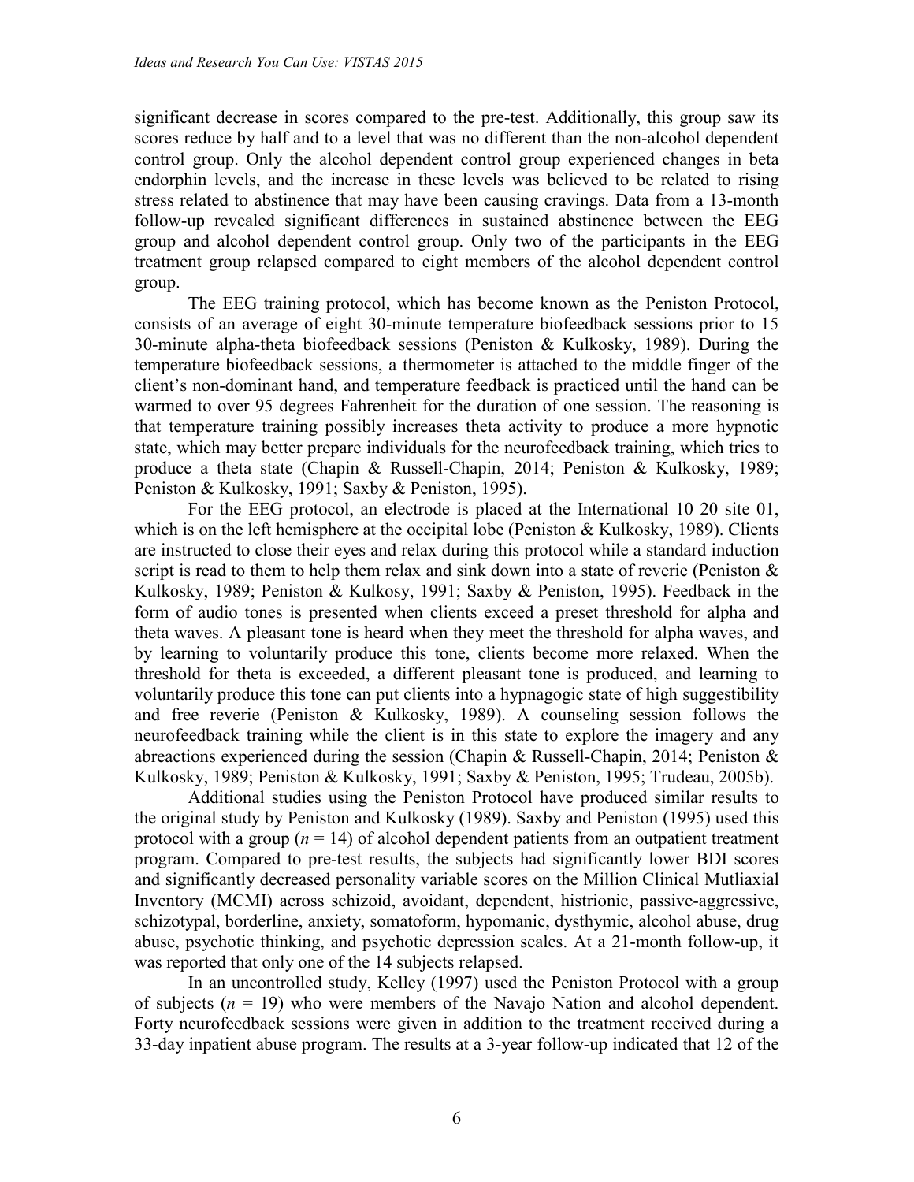significant decrease in scores compared to the pre-test. Additionally, this group saw its scores reduce by half and to a level that was no different than the non-alcohol dependent control group. Only the alcohol dependent control group experienced changes in beta endorphin levels, and the increase in these levels was believed to be related to rising stress related to abstinence that may have been causing cravings. Data from a 13-month follow-up revealed significant differences in sustained abstinence between the EEG group and alcohol dependent control group. Only two of the participants in the EEG treatment group relapsed compared to eight members of the alcohol dependent control group.

The EEG training protocol, which has become known as the Peniston Protocol, consists of an average of eight 30-minute temperature biofeedback sessions prior to 15 30-minute alpha-theta biofeedback sessions (Peniston & Kulkosky, 1989). During the temperature biofeedback sessions, a thermometer is attached to the middle finger of the client's non-dominant hand, and temperature feedback is practiced until the hand can be warmed to over 95 degrees Fahrenheit for the duration of one session. The reasoning is that temperature training possibly increases theta activity to produce a more hypnotic state, which may better prepare individuals for the neurofeedback training, which tries to produce a theta state (Chapin & Russell-Chapin, 2014; Peniston & Kulkosky, 1989; Peniston & Kulkosky, 1991; Saxby & Peniston, 1995).

For the EEG protocol, an electrode is placed at the International 10 20 site 01, which is on the left hemisphere at the occipital lobe (Peniston & Kulkosky, 1989). Clients are instructed to close their eyes and relax during this protocol while a standard induction script is read to them to help them relax and sink down into a state of reverie (Peniston & Kulkosky, 1989; Peniston & Kulkosy, 1991; Saxby & Peniston, 1995). Feedback in the form of audio tones is presented when clients exceed a preset threshold for alpha and theta waves. A pleasant tone is heard when they meet the threshold for alpha waves, and by learning to voluntarily produce this tone, clients become more relaxed. When the threshold for theta is exceeded, a different pleasant tone is produced, and learning to voluntarily produce this tone can put clients into a hypnagogic state of high suggestibility and free reverie (Peniston & Kulkosky, 1989). A counseling session follows the neurofeedback training while the client is in this state to explore the imagery and any abreactions experienced during the session (Chapin & Russell-Chapin, 2014; Peniston & Kulkosky, 1989; Peniston & Kulkosky, 1991; Saxby & Peniston, 1995; Trudeau, 2005b).

Additional studies using the Peniston Protocol have produced similar results to the original study by Peniston and Kulkosky (1989). Saxby and Peniston (1995) used this protocol with a group ($n$ = 14) of alcohol dependent patients from an outpatient treatment program. Compared to pre-test results, the subjects had significantly lower BDI scores and significantly decreased personality variable scores on the Million Clinical Mutliaxial Inventory (MCMI) across schizoid, avoidant, dependent, histrionic, passive-aggressive, schizotypal, borderline, anxiety, somatoform, hypomanic, dysthymic, alcohol abuse, drug abuse, psychotic thinking, and psychotic depression scales. At a 21-month follow-up, it was reported that only one of the 14 subjects relapsed.

In an uncontrolled study, Kelley (1997) used the Peniston Protocol with a group of subjects ($n$ = 19) who were members of the Navajo Nation and alcohol dependent. Forty neurofeedback sessions were given in addition to the treatment received during a 33-day inpatient abuse program. The results at a 3-year follow-up indicated that 12 of the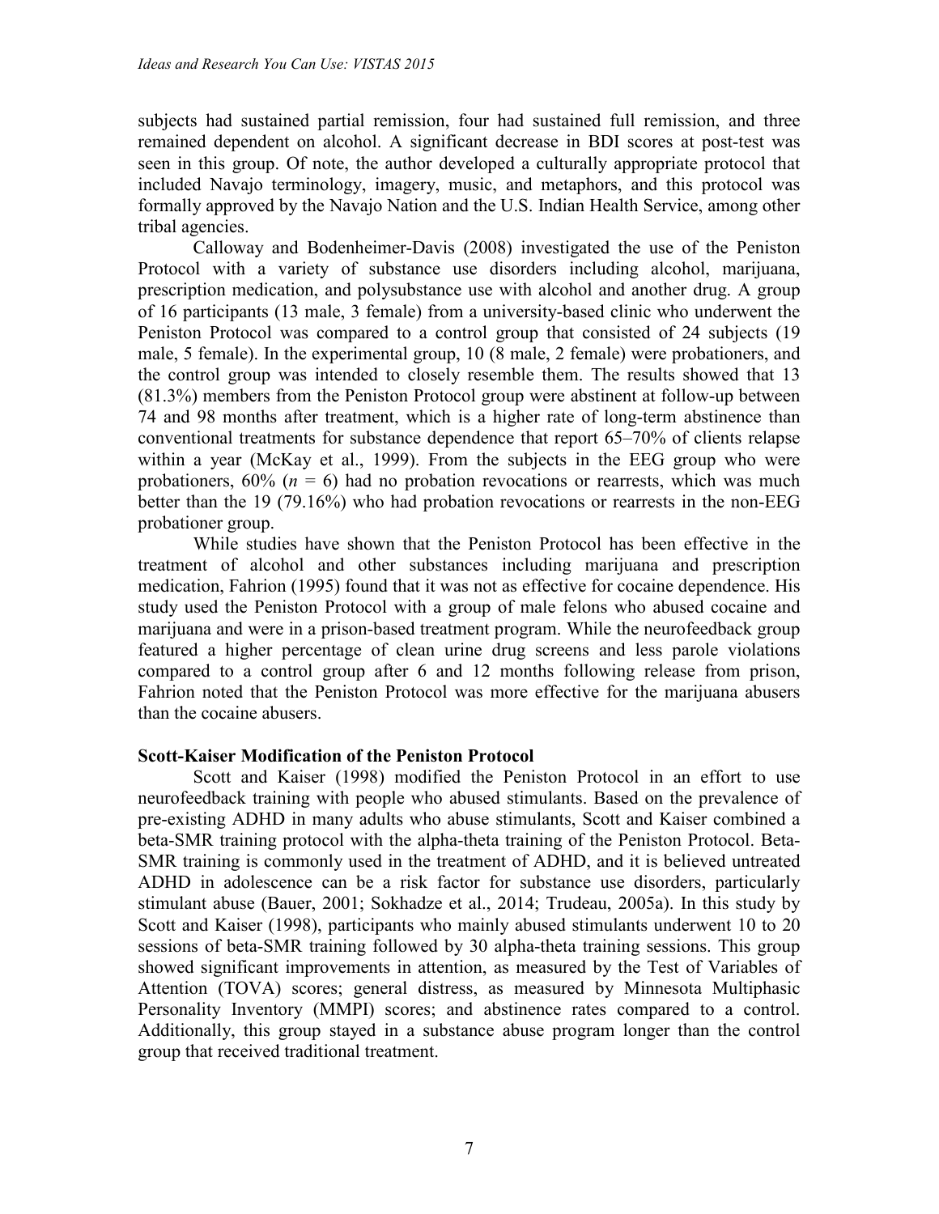subjects had sustained partial remission, four had sustained full remission, and three remained dependent on alcohol. A significant decrease in BDI scores at post-test was seen in this group. Of note, the author developed a culturally appropriate protocol that included Navajo terminology, imagery, music, and metaphors, and this protocol was formally approved by the Navajo Nation and the U.S. Indian Health Service, among other tribal agencies.

Calloway and Bodenheimer-Davis (2008) investigated the use of the Peniston Protocol with a variety of substance use disorders including alcohol, marijuana, prescription medication, and polysubstance use with alcohol and another drug. A group of 16 participants (13 male, 3 female) from a university-based clinic who underwent the Peniston Protocol was compared to a control group that consisted of 24 subjects (19 male, 5 female). In the experimental group, 10 (8 male, 2 female) were probationers, and the control group was intended to closely resemble them. The results showed that 13 (81.3%) members from the Peniston Protocol group were abstinent at follow-up between 74 and 98 months after treatment, which is a higher rate of long-term abstinence than conventional treatments for substance dependence that report 65–70% of clients relapse within a year (McKay et al., 1999). From the subjects in the EEG group who were probationers, 60% ($n = 6$) had no probation revocations or rearrests, which was much better than the 19 (79.16%) who had probation revocations or rearrests in the non-EEG probationer group.

While studies have shown that the Peniston Protocol has been effective in the treatment of alcohol and other substances including marijuana and prescription medication, Fahrion (1995) found that it was not as effective for cocaine dependence. His study used the Peniston Protocol with a group of male felons who abused cocaine and marijuana and were in a prison-based treatment program. While the neurofeedback group featured a higher percentage of clean urine drug screens and less parole violations compared to a control group after 6 and 12 months following release from prison, Fahrion noted that the Peniston Protocol was more effective for the marijuana abusers than the cocaine abusers.

**Scott-Kaiser Modification of the Peniston Protocol**

Scott and Kaiser (1998) modified the Peniston Protocol in an effort to use neurofeedback training with people who abused stimulants. Based on the prevalence of pre-existing ADHD in many adults who abuse stimulants, Scott and Kaiser combined a beta-SMR training protocol with the alpha-theta training of the Peniston Protocol. Beta-SMR training is commonly used in the treatment of ADHD, and it is believed untreated ADHD in adolescence can be a risk factor for substance use disorders, particularly stimulant abuse (Bauer, 2001; Sokhadze et al., 2014; Trudeau, 2005a). In this study by Scott and Kaiser (1998), participants who mainly abused stimulants underwent 10 to 20 sessions of beta-SMR training followed by 30 alpha-theta training sessions. This group showed significant improvements in attention, as measured by the Test of Variables of Attention (TOVA) scores; general distress, as measured by Minnesota Multiphasic Personality Inventory (MMPI) scores; and abstinence rates compared to a control. Additionally, this group stayed in a substance abuse program longer than the control group that received traditional treatment.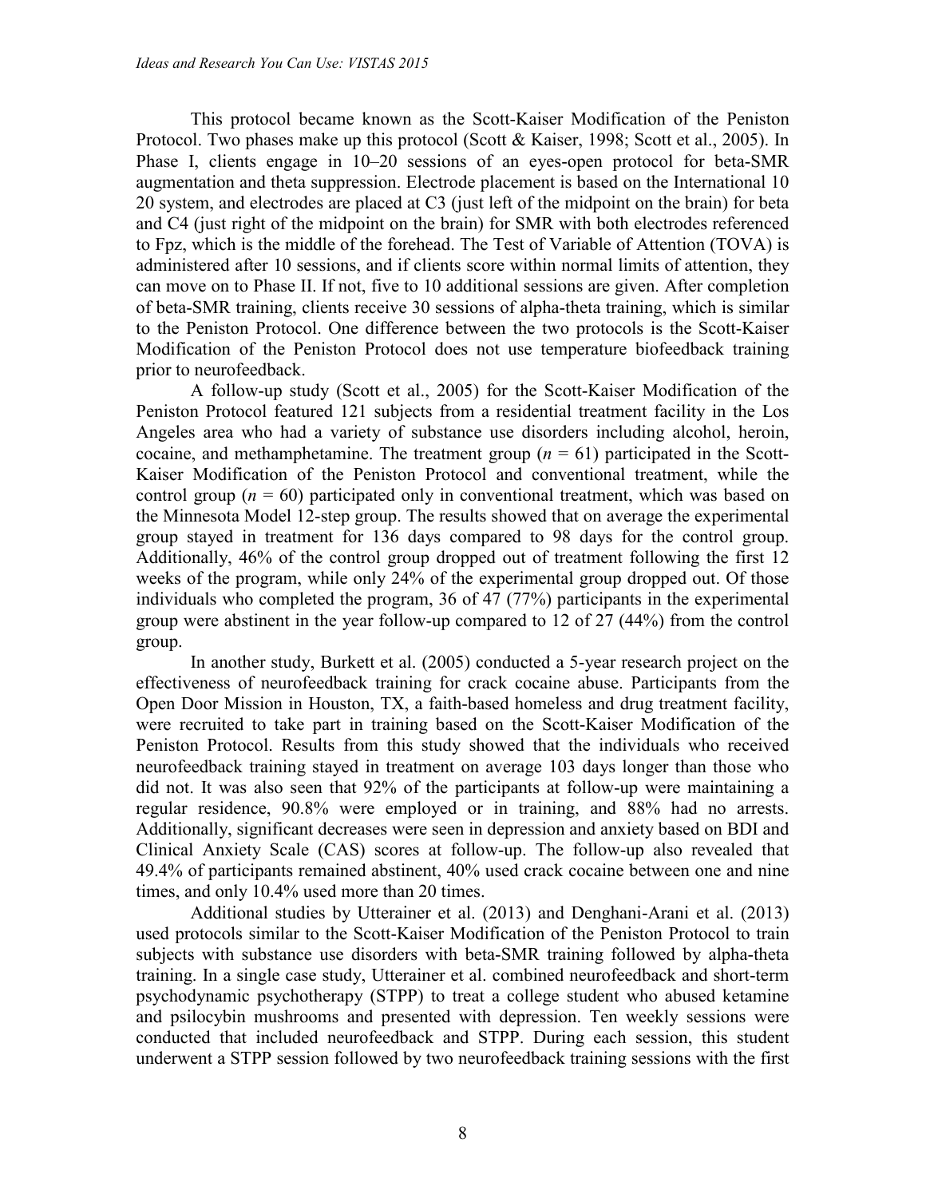This protocol became known as the Scott-Kaiser Modification of the Peniston Protocol. Two phases make up this protocol (Scott & Kaiser, 1998; Scott et al., 2005). In Phase I, clients engage in 10–20 sessions of an eyes-open protocol for beta-SMR augmentation and theta suppression. Electrode placement is based on the International 10 20 system, and electrodes are placed at C3 (just left of the midpoint on the brain) for beta and C4 (just right of the midpoint on the brain) for SMR with both electrodes referenced to Fpz, which is the middle of the forehead. The Test of Variable of Attention (TOVA) is administered after 10 sessions, and if clients score within normal limits of attention, they can move on to Phase II. If not, five to 10 additional sessions are given. After completion of beta-SMR training, clients receive 30 sessions of alpha-theta training, which is similar to the Peniston Protocol. One difference between the two protocols is the Scott-Kaiser Modification of the Peniston Protocol does not use temperature biofeedback training prior to neurofeedback.

A follow-up study (Scott et al., 2005) for the Scott-Kaiser Modification of the Peniston Protocol featured 121 subjects from a residential treatment facility in the Los Angeles area who had a variety of substance use disorders including alcohol, heroin, cocaine, and methamphetamine. The treatment group ($n$ = 61) participated in the Scott-Kaiser Modification of the Peniston Protocol and conventional treatment, while the control group ($n$ = 60) participated only in conventional treatment, which was based on the Minnesota Model 12-step group. The results showed that on average the experimental group stayed in treatment for 136 days compared to 98 days for the control group. Additionally, 46% of the control group dropped out of treatment following the first 12 weeks of the program, while only 24% of the experimental group dropped out. Of those individuals who completed the program, 36 of 47 (77%) participants in the experimental group were abstinent in the year follow-up compared to 12 of 27 (44%) from the control group.

In another study, Burkett et al. (2005) conducted a 5-year research project on the effectiveness of neurofeedback training for crack cocaine abuse. Participants from the Open Door Mission in Houston, TX, a faith-based homeless and drug treatment facility, were recruited to take part in training based on the Scott-Kaiser Modification of the Peniston Protocol. Results from this study showed that the individuals who received neurofeedback training stayed in treatment on average 103 days longer than those who did not. It was also seen that 92% of the participants at follow-up were maintaining a regular residence, 90.8% were employed or in training, and 88% had no arrests. Additionally, significant decreases were seen in depression and anxiety based on BDI and Clinical Anxiety Scale (CAS) scores at follow-up. The follow-up also revealed that 49.4% of participants remained abstinent, 40% used crack cocaine between one and nine times, and only 10.4% used more than 20 times.

Additional studies by Utterainer et al. (2013) and Denghani-Arani et al. (2013) used protocols similar to the Scott-Kaiser Modification of the Peniston Protocol to train subjects with substance use disorders with beta-SMR training followed by alpha-theta training. In a single case study, Utterainer et al. combined neurofeedback and short-term psychodynamic psychotherapy (STPP) to treat a college student who abused ketamine and psilocybin mushrooms and presented with depression. Ten weekly sessions were conducted that included neurofeedback and STPP. During each session, this student underwent a STPP session followed by two neurofeedback training sessions with the first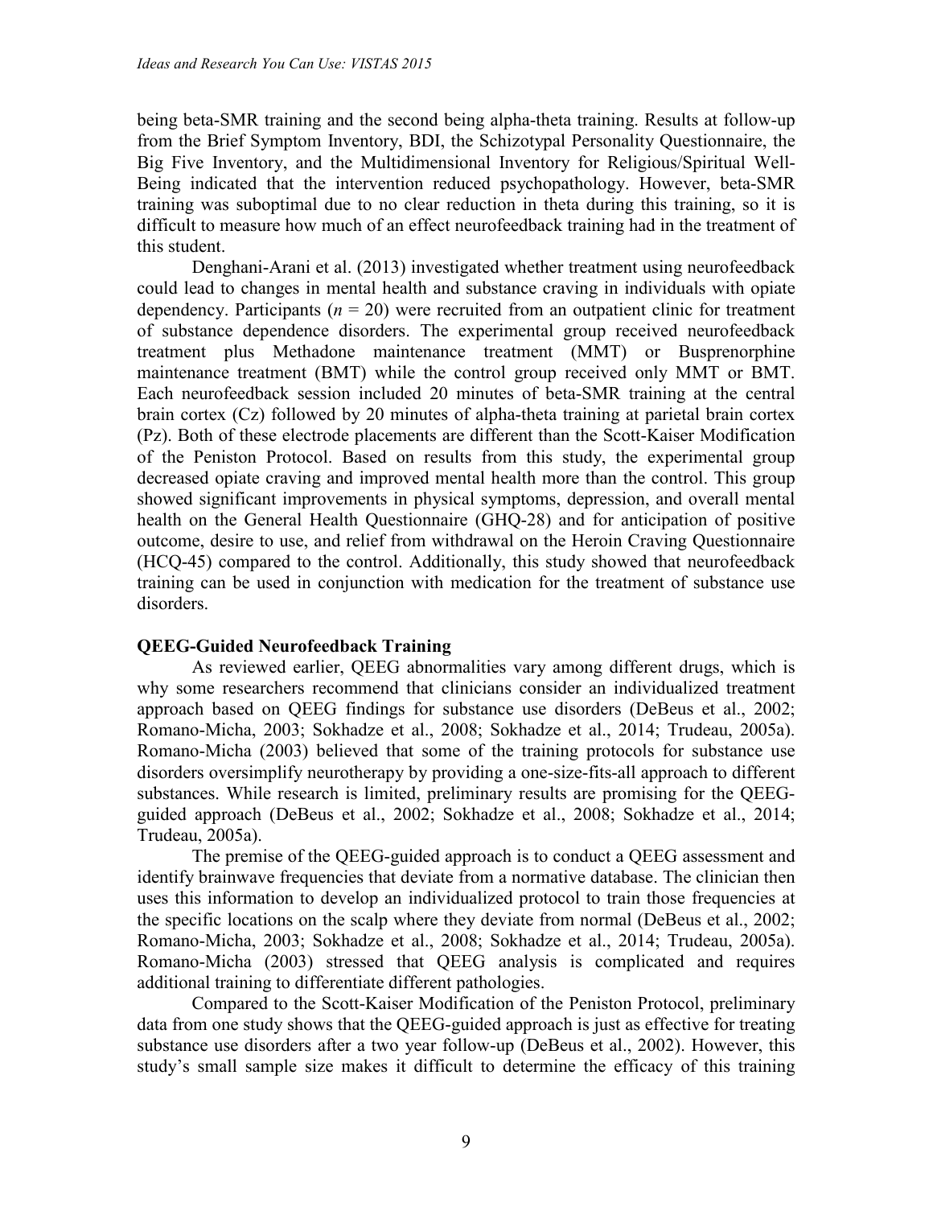being beta-SMR training and the second being alpha-theta training. Results at follow-up from the Brief Symptom Inventory, BDI, the Schizotypal Personality Questionnaire, the Big Five Inventory, and the Multidimensional Inventory for Religious/Spiritual Well-Being indicated that the intervention reduced psychopathology. However, beta-SMR training was suboptimal due to no clear reduction in theta during this training, so it is difficult to measure how much of an effect neurofeedback training had in the treatment of this student.

Denghani-Arani et al. (2013) investigated whether treatment using neurofeedback could lead to changes in mental health and substance craving in individuals with opiate dependency. Participants (*n* = 20) were recruited from an outpatient clinic for treatment of substance dependence disorders. The experimental group received neurofeedback treatment plus Methadone maintenance treatment (MMT) or Busprenorphine maintenance treatment (BMT) while the control group received only MMT or BMT. Each neurofeedback session included 20 minutes of beta-SMR training at the central brain cortex (Cz) followed by 20 minutes of alpha-theta training at parietal brain cortex (Pz). Both of these electrode placements are different than the Scott-Kaiser Modification of the Peniston Protocol. Based on results from this study, the experimental group decreased opiate craving and improved mental health more than the control. This group showed significant improvements in physical symptoms, depression, and overall mental health on the General Health Questionnaire (GHQ-28) and for anticipation of positive outcome, desire to use, and relief from withdrawal on the Heroin Craving Questionnaire (HCQ-45) compared to the control. Additionally, this study showed that neurofeedback training can be used in conjunction with medication for the treatment of substance use disorders.

### QEEG-Guided Neurofeedback Training

As reviewed earlier, QEEG abnormalities vary among different drugs, which is why some researchers recommend that clinicians consider an individualized treatment approach based on QEEG findings for substance use disorders (DeBeus et al., 2002; Romano-Micha, 2003; Sokhadze et al., 2008; Sokhadze et al., 2014; Trudeau, 2005a). Romano-Micha (2003) believed that some of the training protocols for substance use disorders oversimplify neurotherapy by providing a one-size-fits-all approach to different substances. While research is limited, preliminary results are promising for the QEEG-guided approach (DeBeus et al., 2002; Sokhadze et al., 2008; Sokhadze et al., 2014; Trudeau, 2005a).

The premise of the QEEG-guided approach is to conduct a QEEG assessment and identify brainwave frequencies that deviate from a normative database. The clinician then uses this information to develop an individualized protocol to train those frequencies at the specific locations on the scalp where they deviate from normal (DeBeus et al., 2002; Romano-Micha, 2003; Sokhadze et al., 2008; Sokhadze et al., 2014; Trudeau, 2005a). Romano-Micha (2003) stressed that QEEG analysis is complicated and requires additional training to differentiate different pathologies.

Compared to the Scott-Kaiser Modification of the Peniston Protocol, preliminary data from one study shows that the QEEG-guided approach is just as effective for treating substance use disorders after a two year follow-up (DeBeus et al., 2002). However, this study's small sample size makes it difficult to determine the efficacy of this training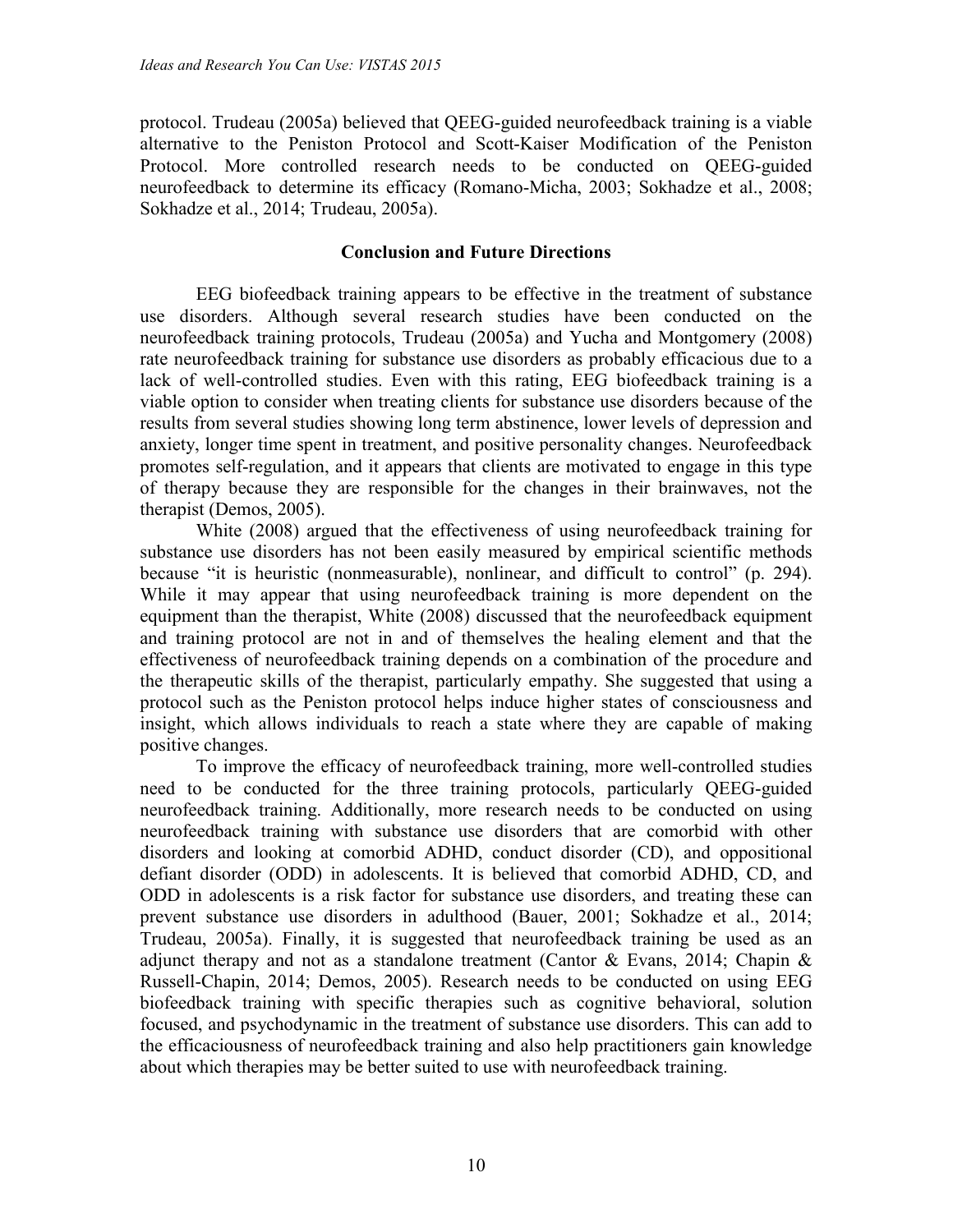protocol. Trudeau (2005a) believed that QEEG-guided neurofeedback training is a viable alternative to the Peniston Protocol and Scott-Kaiser Modification of the Peniston Protocol. More controlled research needs to be conducted on QEEG-guided neurofeedback to determine its efficacy (Romano-Micha, 2003; Sokhadze et al., 2008; Sokhadze et al., 2014; Trudeau, 2005a).

## Conclusion and Future Directions

EEG biofeedback training appears to be effective in the treatment of substance use disorders. Although several research studies have been conducted on the neurofeedback training protocols, Trudeau (2005a) and Yucha and Montgomery (2008) rate neurofeedback training for substance use disorders as probably efficacious due to a lack of well-controlled studies. Even with this rating, EEG biofeedback training is a viable option to consider when treating clients for substance use disorders because of the results from several studies showing long term abstinence, lower levels of depression and anxiety, longer time spent in treatment, and positive personality changes. Neurofeedback promotes self-regulation, and it appears that clients are motivated to engage in this type of therapy because they are responsible for the changes in their brainwaves, not the therapist (Demos, 2005).

White (2008) argued that the effectiveness of using neurofeedback training for substance use disorders has not been easily measured by empirical scientific methods because "it is heuristic (nonmeasurable), nonlinear, and difficult to control" (p. 294). While it may appear that using neurofeedback training is more dependent on the equipment than the therapist, White (2008) discussed that the neurofeedback equipment and training protocol are not in and of themselves the healing element and that the effectiveness of neurofeedback training depends on a combination of the procedure and the therapeutic skills of the therapist, particularly empathy. She suggested that using a protocol such as the Peniston protocol helps induce higher states of consciousness and insight, which allows individuals to reach a state where they are capable of making positive changes.

To improve the efficacy of neurofeedback training, more well-controlled studies need to be conducted for the three training protocols, particularly QEEG-guided neurofeedback training. Additionally, more research needs to be conducted on using neurofeedback training with substance use disorders that are comorbid with other disorders and looking at comorbid ADHD, conduct disorder (CD), and oppositional defiant disorder (ODD) in adolescents. It is believed that comorbid ADHD, CD, and ODD in adolescents is a risk factor for substance use disorders, and treating these can prevent substance use disorders in adulthood (Bauer, 2001; Sokhadze et al., 2014; Trudeau, 2005a). Finally, it is suggested that neurofeedback training be used as an adjunct therapy and not as a standalone treatment (Cantor & Evans, 2014; Chapin & Russell-Chapin, 2014; Demos, 2005). Research needs to be conducted on using EEG biofeedback training with specific therapies such as cognitive behavioral, solution focused, and psychodynamic in the treatment of substance use disorders. This can add to the efficaciousness of neurofeedback training and also help practitioners gain knowledge about which therapies may be better suited to use with neurofeedback training.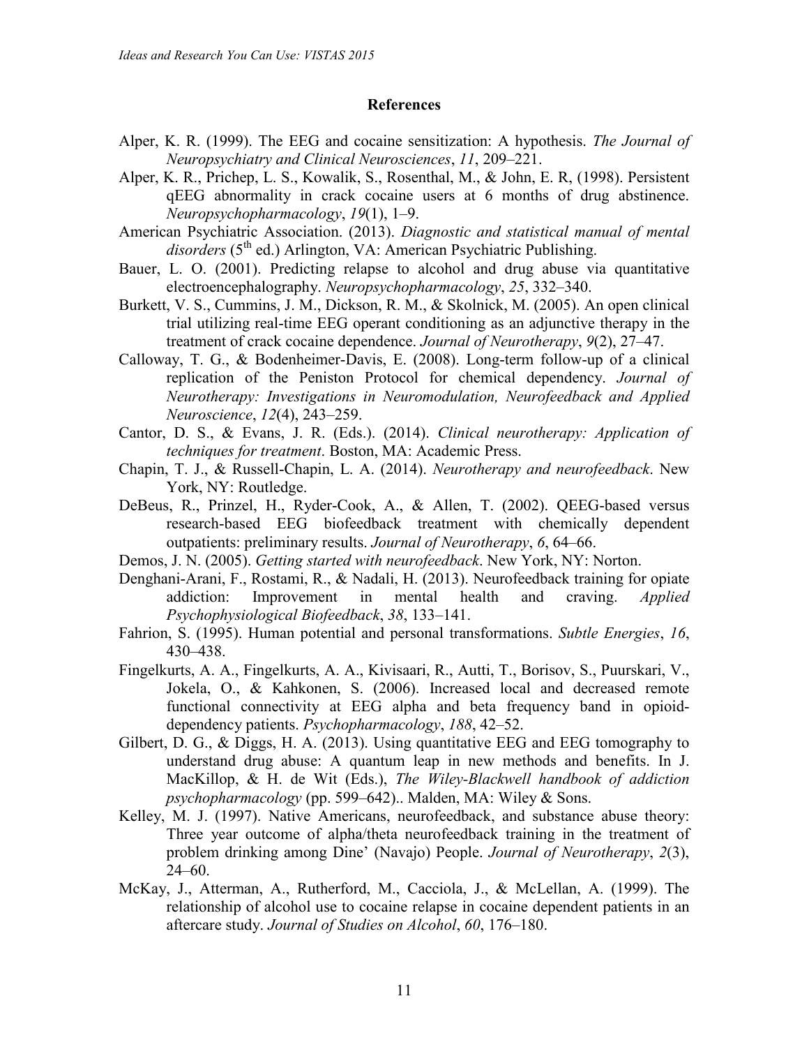## References

Alper, K. R. (1999). The EEG and cocaine sensitization: A hypothesis. *The Journal of Neuropsychiatry and Clinical Neurosciences*, *11*, 209–221.

Alper, K. R., Prichep, L. S., Kowalik, S., Rosenthal, M., & John, E. R, (1998). Persistent qEEG abnormality in crack cocaine users at 6 months of drug abstinence. *Neuropsychopharmacology*, *19*(1), 1–9.

American Psychiatric Association. (2013). *Diagnostic and statistical manual of mental disorders* (5th ed.) Arlington, VA: American Psychiatric Publishing.

Bauer, L. O. (2001). Predicting relapse to alcohol and drug abuse via quantitative electroencephalography. *Neuropsychopharmacology*, *25*, 332–340.

Burkett, V. S., Cummins, J. M., Dickson, R. M., & Skolnick, M. (2005). An open clinical trial utilizing real-time EEG operant conditioning as an adjunctive therapy in the treatment of crack cocaine dependence. *Journal of Neurotherapy*, *9*(2), 27–47.

Calloway, T. G., & Bodenheimer-Davis, E. (2008). Long-term follow-up of a clinical replication of the Peniston Protocol for chemical dependency. *Journal of Neurotherapy: Investigations in Neuromodulation, Neurofeedback and Applied Neuroscience*, *12*(4), 243–259.

Cantor, D. S., & Evans, J. R. (Eds.). (2014). *Clinical neurotherapy: Application of techniques for treatment*. Boston, MA: Academic Press.

Chapin, T. J., & Russell-Chapin, L. A. (2014). *Neurotherapy and neurofeedback*. New York, NY: Routledge.

DeBeus, R., Prinzel, H., Ryder-Cook, A., & Allen, T. (2002). QEEG-based versus research-based EEG biofeedback treatment with chemically dependent outpatients: preliminary results. *Journal of Neurotherapy*, *6*, 64–66.

Demos, J. N. (2005). *Getting started with neurofeedback*. New York, NY: Norton.

Denghani-Arani, F., Rostami, R., & Nadali, H. (2013). Neurofeedback training for opiate addiction: Improvement in mental health and craving. *Applied Psychophysiological Biofeedback*, *38*, 133–141.

Fahrion, S. (1995). Human potential and personal transformations. *Subtle Energies*, *16*, 430–438.

Fingelkurts, A. A., Fingelkurts, A. A., Kivisaari, R., Autti, T., Borisov, S., Puurskari, V., Jokela, O., & Kahkonen, S. (2006). Increased local and decreased remote functional connectivity at EEG alpha and beta frequency band in opioid-dependency patients. *Psychopharmacology*, *188*, 42–52.

Gilbert, D. G., & Diggs, H. A. (2013). Using quantitative EEG and EEG tomography to understand drug abuse: A quantum leap in new methods and benefits. In J. MacKillop, & H. de Wit (Eds.), *The Wiley-Blackwell handbook of addiction psychopharmacology* (pp. 599–642).. Malden, MA: Wiley & Sons.

Kelley, M. J. (1997). Native Americans, neurofeedback, and substance abuse theory: Three year outcome of alpha/theta neurofeedback training in the treatment of problem drinking among Dine' (Navajo) People. *Journal of Neurotherapy*, *2*(3), 24–60.

McKay, J., Atterman, A., Rutherford, M., Cacciola, J., & McLellan, A. (1999). The relationship of alcohol use to cocaine relapse in cocaine dependent patients in an aftercare study. *Journal of Studies on Alcohol*, *60*, 176–180.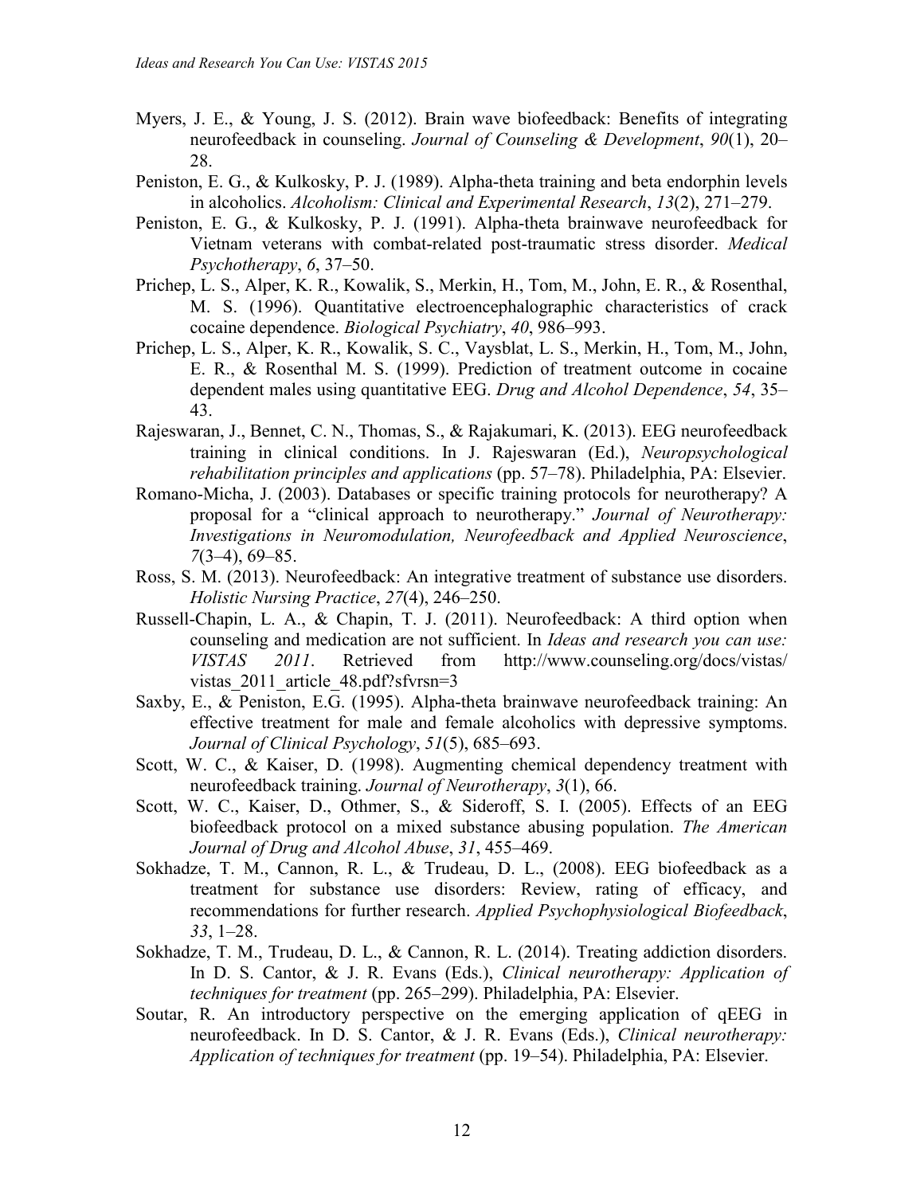Myers, J. E., & Young, J. S. (2012). Brain wave biofeedback: Benefits of integrating neurofeedback in counseling. *Journal of Counseling & Development*, *90*(1), 20–28.

Peniston, E. G., & Kulkosky, P. J. (1989). Alpha-theta training and beta endorphin levels in alcoholics. *Alcoholism: Clinical and Experimental Research*, *13*(2), 271–279.

Peniston, E. G., & Kulkosky, P. J. (1991). Alpha-theta brainwave neurofeedback for Vietnam veterans with combat-related post-traumatic stress disorder. *Medical Psychotherapy*, *6*, 37–50.

Prichep, L. S., Alper, K. R., Kowalik, S., Merkin, H., Tom, M., John, E. R., & Rosenthal, M. S. (1996). Quantitative electroencephalographic characteristics of crack cocaine dependence. *Biological Psychiatry*, *40*, 986–993.

Prichep, L. S., Alper, K. R., Kowalik, S. C., Vaysblat, L. S., Merkin, H., Tom, M., John, E. R., & Rosenthal M. S. (1999). Prediction of treatment outcome in cocaine dependent males using quantitative EEG. *Drug and Alcohol Dependence*, *54*, 35–43.

Rajeswaran, J., Bennet, C. N., Thomas, S., & Rajakumari, K. (2013). EEG neurofeedback training in clinical conditions. In J. Rajeswaran (Ed.), *Neuropsychological rehabilitation principles and applications* (pp. 57–78). Philadelphia, PA: Elsevier.

Romano-Micha, J. (2003). Databases or specific training protocols for neurotherapy? A proposal for a "clinical approach to neurotherapy." *Journal of Neurotherapy: Investigations in Neuromodulation, Neurofeedback and Applied Neuroscience*, *7*(3–4), 69–85.

Ross, S. M. (2013). Neurofeedback: An integrative treatment of substance use disorders. *Holistic Nursing Practice*, *27*(4), 246–250.

Russell-Chapin, L. A., & Chapin, T. J. (2011). Neurofeedback: A third option when counseling and medication are not sufficient. In *Ideas and research you can use: VISTAS 2011*. Retrieved from http://www.counseling.org/docs/vistas/vistas_2011_article_48.pdf?sfvrsn=3

Saxby, E., & Peniston, E.G. (1995). Alpha-theta brainwave neurofeedback training: An effective treatment for male and female alcoholics with depressive symptoms. *Journal of Clinical Psychology*, *51*(5), 685–693.

Scott, W. C., & Kaiser, D. (1998). Augmenting chemical dependency treatment with neurofeedback training. *Journal of Neurotherapy*, *3*(1), 66.

Scott, W. C., Kaiser, D., Othmer, S., & Sideroff, S. I. (2005). Effects of an EEG biofeedback protocol on a mixed substance abusing population. *The American Journal of Drug and Alcohol Abuse*, *31*, 455–469.

Sokhadze, T. M., Cannon, R. L., & Trudeau, D. L., (2008). EEG biofeedback as a treatment for substance use disorders: Review, rating of efficacy, and recommendations for further research. *Applied Psychophysiological Biofeedback*, *33*, 1–28.

Sokhadze, T. M., Trudeau, D. L., & Cannon, R. L. (2014). Treating addiction disorders. In D. S. Cantor, & J. R. Evans (Eds.), *Clinical neurotherapy: Application of techniques for treatment* (pp. 265–299). Philadelphia, PA: Elsevier.

Soutar, R. An introductory perspective on the emerging application of qEEG in neurofeedback. In D. S. Cantor, & J. R. Evans (Eds.), *Clinical neurotherapy: Application of techniques for treatment* (pp. 19–54). Philadelphia, PA: Elsevier.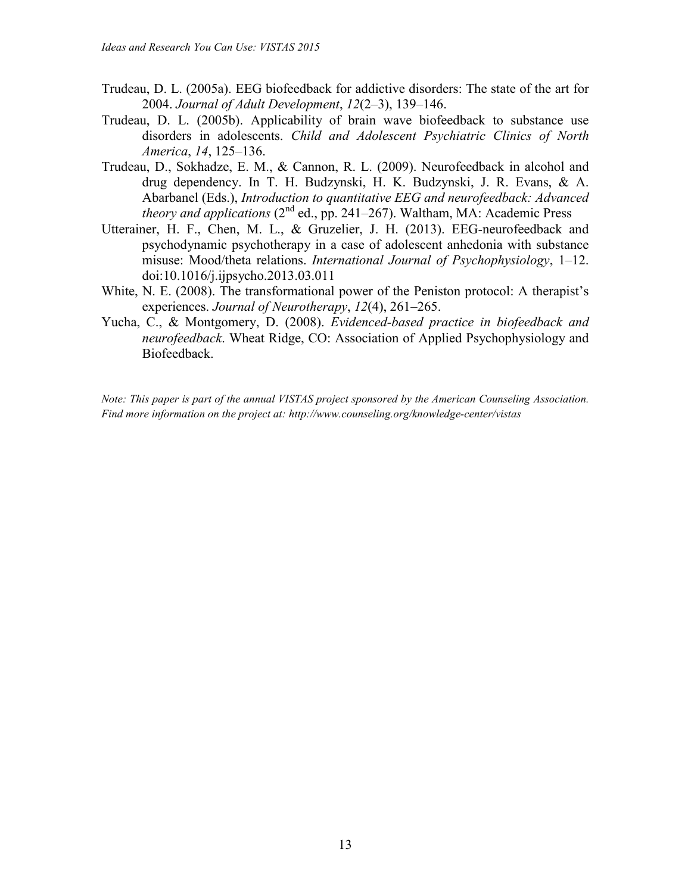Trudeau, D. L. (2005a). EEG biofeedback for addictive disorders: The state of the art for 2004. *Journal of Adult Development*, *12*(2–3), 139–146.

Trudeau, D. L. (2005b). Applicability of brain wave biofeedback to substance use disorders in adolescents. *Child and Adolescent Psychiatric Clinics of North America*, *14*, 125–136.

Trudeau, D., Sokhadze, E. M., & Cannon, R. L. (2009). Neurofeedback in alcohol and drug dependency. In T. H. Budzynski, H. K. Budzynski, J. R. Evans, & A. Abarbanel (Eds.), *Introduction to quantitative EEG and neurofeedback: Advanced theory and applications* (2nd ed., pp. 241–267). Waltham, MA: Academic Press

Utterainer, H. F., Chen, M. L., & Gruzelier, J. H. (2013). EEG-neurofeedback and psychodynamic psychotherapy in a case of adolescent anhedonia with substance misuse: Mood/theta relations. *International Journal of Psychophysiology*, 1–12. doi:10.1016/j.ijpsycho.2013.03.011

White, N. E. (2008). The transformational power of the Peniston protocol: A therapist's experiences. *Journal of Neurotherapy*, *12*(4), 261–265.

Yucha, C., & Montgomery, D. (2008). *Evidenced-based practice in biofeedback and neurofeedback*. Wheat Ridge, CO: Association of Applied Psychophysiology and Biofeedback.

*Note: This paper is part of the annual VISTAS project sponsored by the American Counseling Association. Find more information on the project at: http://www.counseling.org/knowledge-center/vistas*